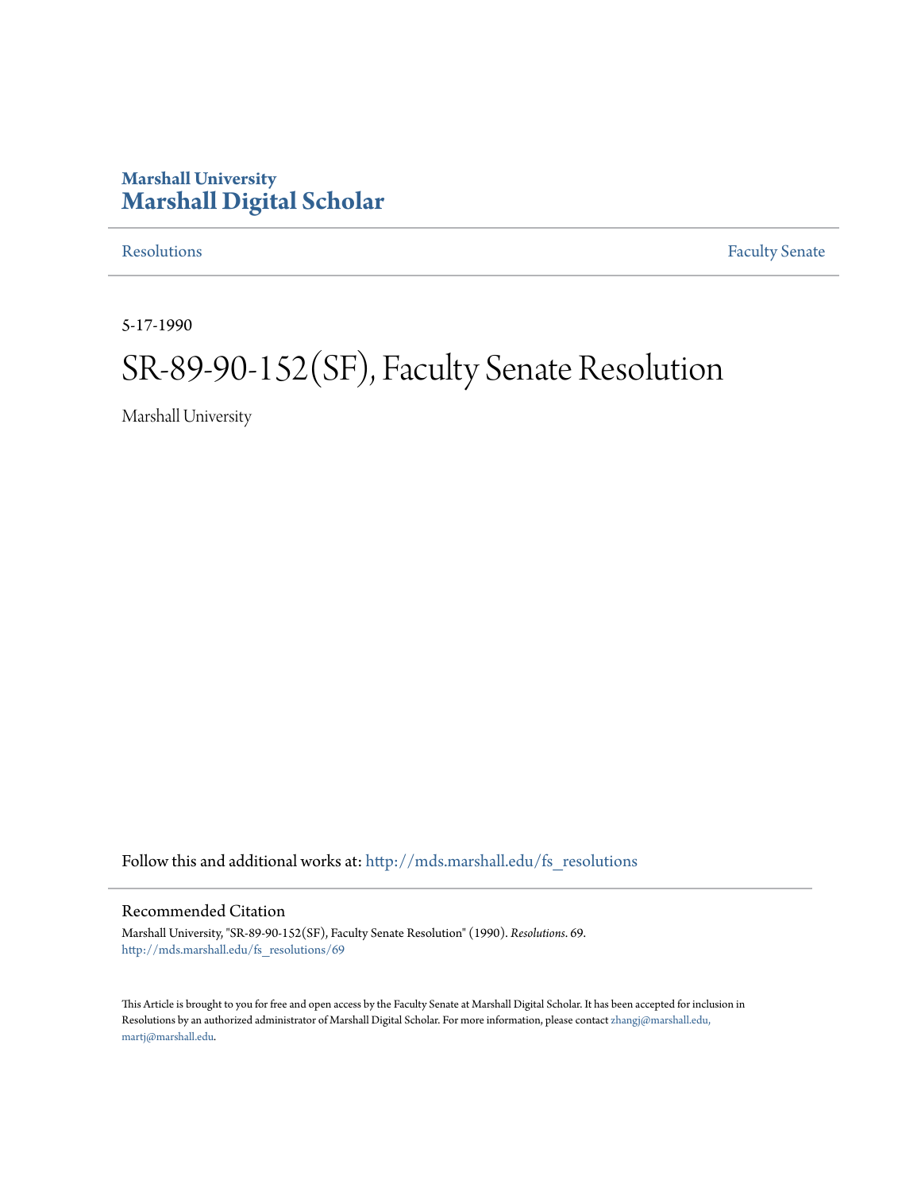Marshall University

# Marshall Digital Scholar

Resolutions | Faculty Senate

5-17-1990

# SR-89-90-152(SF), Faculty Senate Resolution

Marshall University

Follow this and additional works at: http://mds.marshall.edu/fs_resolutions

## Recommended Citation

Marshall University, "SR-89-90-152(SF), Faculty Senate Resolution" (1990). *Resolutions*. 69.
http://mds.marshall.edu/fs_resolutions/69

This Article is brought to you for free and open access by the Faculty Senate at Marshall Digital Scholar. It has been accepted for inclusion in Resolutions by an authorized administrator of Marshall Digital Scholar. For more information, please contact zhangj@marshall.edu, martj@marshall.edu.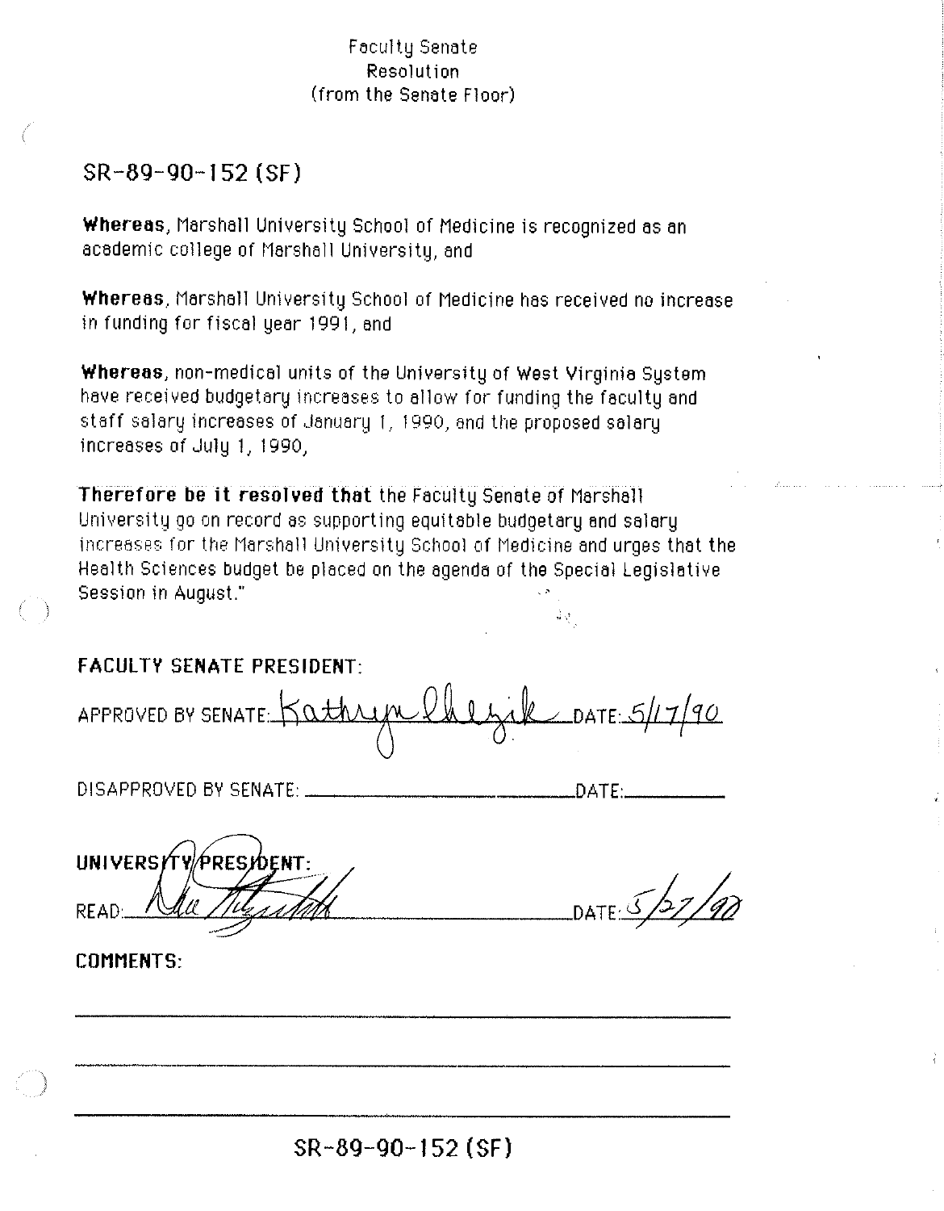Faculty Senate
Resolution
(from the Senate Floor)

## SR-89-90-152 (SF)

**Whereas**, Marshall University School of Medicine is recognized as an academic college of Marshall University, and

**Whereas**, Marshall University School of Medicine has received no increase in funding for fiscal year 1991, and

**Whereas**, non-medical units of the University of West Virginia System have received budgetary increases to allow for funding the faculty and staff salary increases of January 1, 1990, and the proposed salary increases of July 1, 1990,

**Therefore be it resolved that** the Faculty Senate of Marshall University go on record as supporting equitable budgetary and salary increases for the Marshall University School of Medicine and urges that the Health Sciences budget be placed on the agenda of the Special Legislative Session in August."

**FACULTY SENATE PRESIDENT:**

APPROVED BY SENATE: Kathryn Chezik DATE: 5/17/90

DISAPPROVED BY SENATE: _______________ DATE: _______

**UNIVERSITY PRESIDENT:**

READ: Dale Nitzschke DATE: 5/27/90

**COMMENTS:**

SR-89-90-152 (SF)